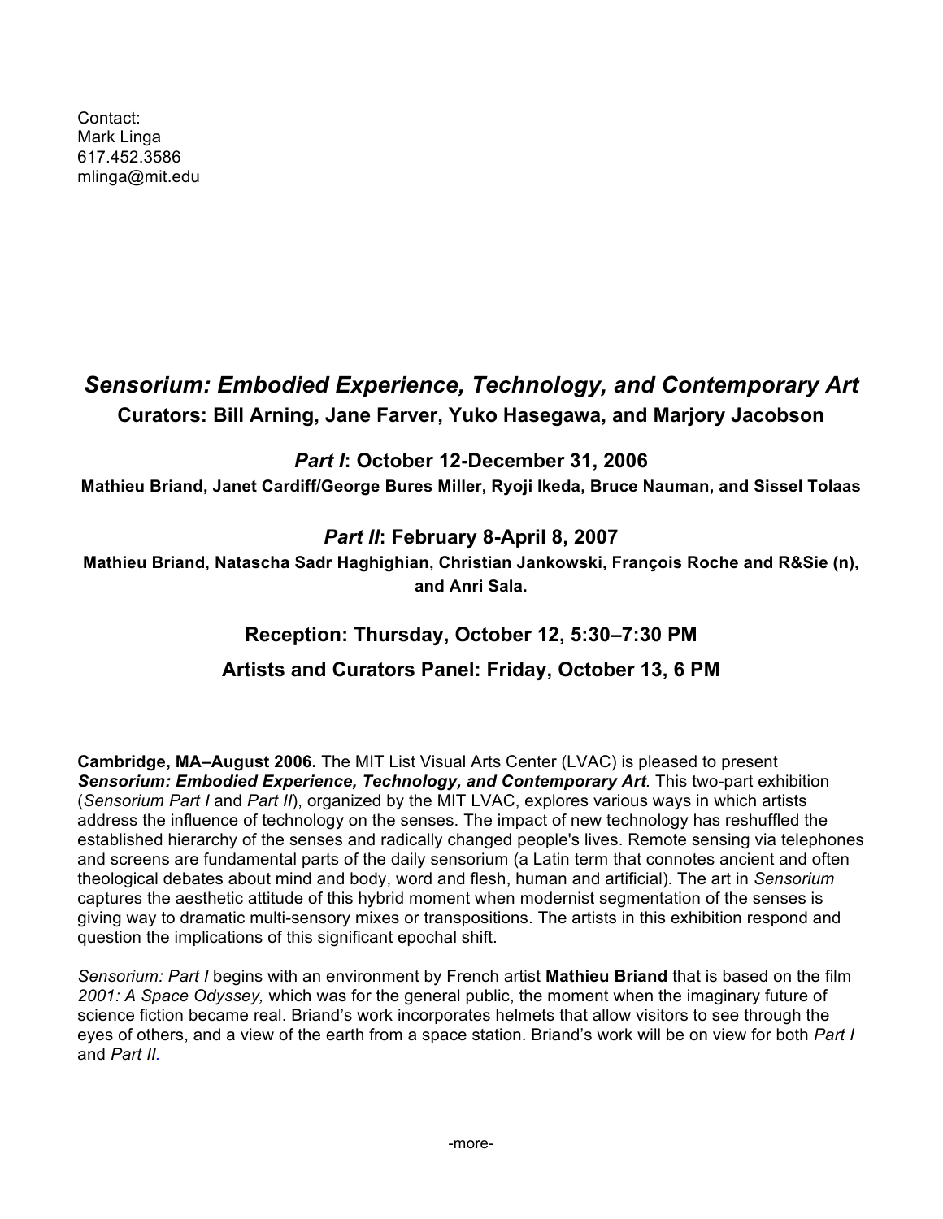Contact:
Mark Linga
617.452.3586
mlinga@mit.edu

# *Sensorium: Embodied Experience, Technology, and Contemporary Art*

**Curators: Bill Arning, Jane Farver, Yuko Hasegawa, and Marjory Jacobson**

## *Part I*: October 12-December 31, 2006

**Mathieu Briand, Janet Cardiff/George Bures Miller, Ryoji Ikeda, Bruce Nauman, and Sissel Tolaas**

## *Part II*: February 8-April 8, 2007

**Mathieu Briand, Natascha Sadr Haghighian, Christian Jankowski, François Roche and R&Sie (n), and Anri Sala.**

### Reception: Thursday, October 12, 5:30–7:30 PM

### Artists and Curators Panel: Friday, October 13, 6 PM

**Cambridge, MA–August 2006.** The MIT List Visual Arts Center (LVAC) is pleased to present ***Sensorium: Embodied Experience, Technology, and Contemporary Art***. This two-part exhibition (*Sensorium Part I* and *Part II*), organized by the MIT LVAC, explores various ways in which artists address the influence of technology on the senses. The impact of new technology has reshuffled the established hierarchy of the senses and radically changed people's lives. Remote sensing via telephones and screens are fundamental parts of the daily sensorium (a Latin term that connotes ancient and often theological debates about mind and body, word and flesh, human and artificial). The art in *Sensorium* captures the aesthetic attitude of this hybrid moment when modernist segmentation of the senses is giving way to dramatic multi-sensory mixes or transpositions. The artists in this exhibition respond and question the implications of this significant epochal shift.

*Sensorium: Part I* begins with an environment by French artist **Mathieu Briand** that is based on the film *2001: A Space Odyssey,* which was for the general public, the moment when the imaginary future of science fiction became real. Briand's work incorporates helmets that allow visitors to see through the eyes of others, and a view of the earth from a space station. Briand's work will be on view for both *Part I* and *Part II.*

-more-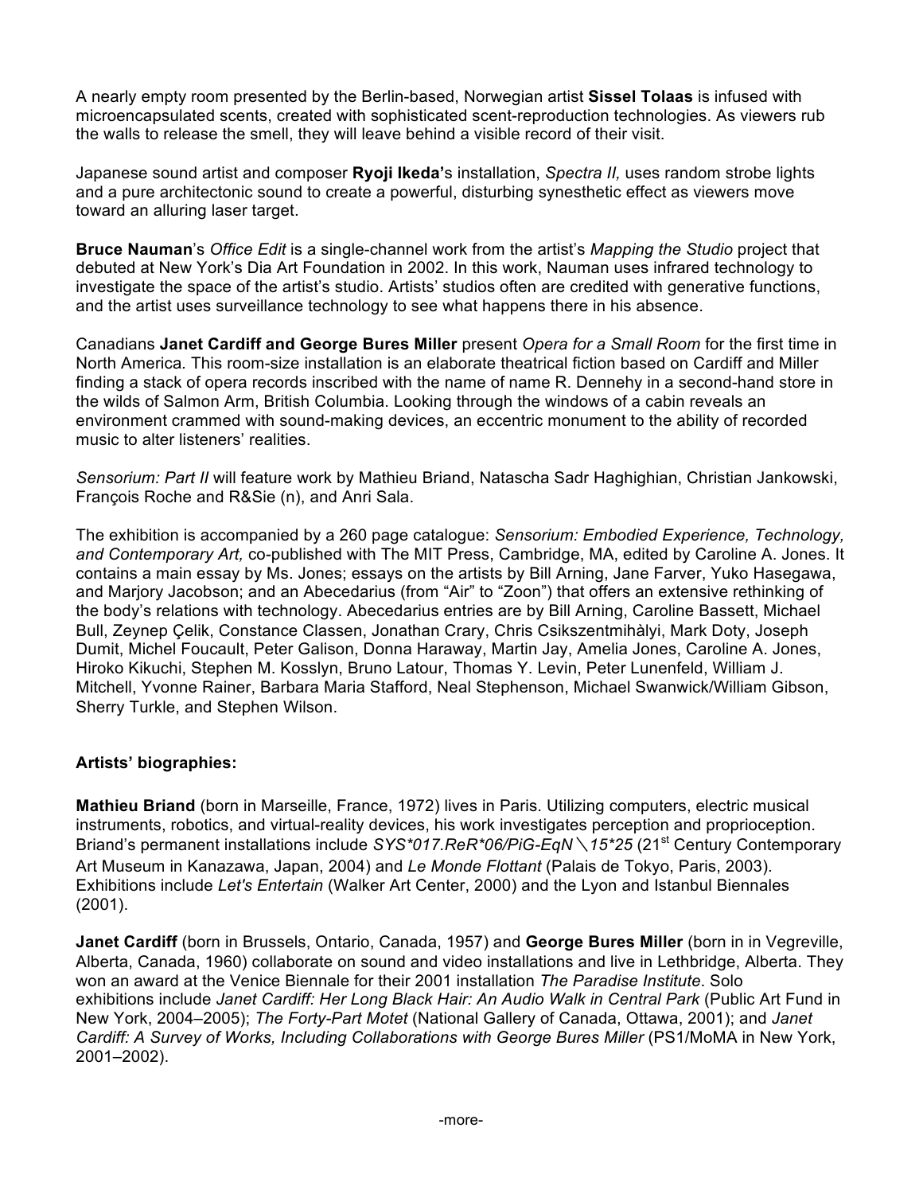A nearly empty room presented by the Berlin-based, Norwegian artist **Sissel Tolaas** is infused with microencapsulated scents, created with sophisticated scent-reproduction technologies. As viewers rub the walls to release the smell, they will leave behind a visible record of their visit.

Japanese sound artist and composer **Ryoji Ikeda'**s installation, *Spectra II,* uses random strobe lights and a pure architectonic sound to create a powerful, disturbing synesthetic effect as viewers move toward an alluring laser target.

**Bruce Nauman**'s *Office Edit* is a single-channel work from the artist's *Mapping the Studio* project that debuted at New York's Dia Art Foundation in 2002. In this work, Nauman uses infrared technology to investigate the space of the artist's studio. Artists' studios often are credited with generative functions, and the artist uses surveillance technology to see what happens there in his absence.

Canadians **Janet Cardiff and George Bures Miller** present *Opera for a Small Room* for the first time in North America. This room-size installation is an elaborate theatrical fiction based on Cardiff and Miller finding a stack of opera records inscribed with the name of name R. Dennehy in a second-hand store in the wilds of Salmon Arm, British Columbia. Looking through the windows of a cabin reveals an environment crammed with sound-making devices, an eccentric monument to the ability of recorded music to alter listeners' realities.

*Sensorium: Part II* will feature work by Mathieu Briand, Natascha Sadr Haghighian, Christian Jankowski, François Roche and R&Sie (n), and Anri Sala.

The exhibition is accompanied by a 260 page catalogue: *Sensorium: Embodied Experience, Technology, and Contemporary Art,* co-published with The MIT Press, Cambridge, MA, edited by Caroline A. Jones. It contains a main essay by Ms. Jones; essays on the artists by Bill Arning, Jane Farver, Yuko Hasegawa, and Marjory Jacobson; and an Abecedarius (from "Air" to "Zoon") that offers an extensive rethinking of the body's relations with technology. Abecedarius entries are by Bill Arning, Caroline Bassett, Michael Bull, Zeynep Çelik, Constance Classen, Jonathan Crary, Chris Csikszentmihàlyi, Mark Doty, Joseph Dumit, Michel Foucault, Peter Galison, Donna Haraway, Martin Jay, Amelia Jones, Caroline A. Jones, Hiroko Kikuchi, Stephen M. Kosslyn, Bruno Latour, Thomas Y. Levin, Peter Lunenfeld, William J. Mitchell, Yvonne Rainer, Barbara Maria Stafford, Neal Stephenson, Michael Swanwick/William Gibson, Sherry Turkle, and Stephen Wilson.

**Artists' biographies:**

**Mathieu Briand** (born in Marseille, France, 1972) lives in Paris. Utilizing computers, electric musical instruments, robotics, and virtual-reality devices, his work investigates perception and proprioception. Briand's permanent installations include *SYS*017.ReR*06/PiG-EqN＼15*25* (21st Century Contemporary Art Museum in Kanazawa, Japan, 2004) and *Le Monde Flottant* (Palais de Tokyo, Paris, 2003). Exhibitions include *Let's Entertain* (Walker Art Center, 2000) and the Lyon and Istanbul Biennales (2001).

**Janet Cardiff** (born in Brussels, Ontario, Canada, 1957) and **George Bures Miller** (born in in Vegreville, Alberta, Canada, 1960) collaborate on sound and video installations and live in Lethbridge, Alberta. They won an award at the Venice Biennale for their 2001 installation *The Paradise Institute*. Solo exhibitions include *Janet Cardiff: Her Long Black Hair: An Audio Walk in Central Park* (Public Art Fund in New York, 2004–2005); *The Forty-Part Motet* (National Gallery of Canada, Ottawa, 2001); and *Janet Cardiff: A Survey of Works, Including Collaborations with George Bures Miller* (PS1/MoMA in New York, 2001–2002).

-more-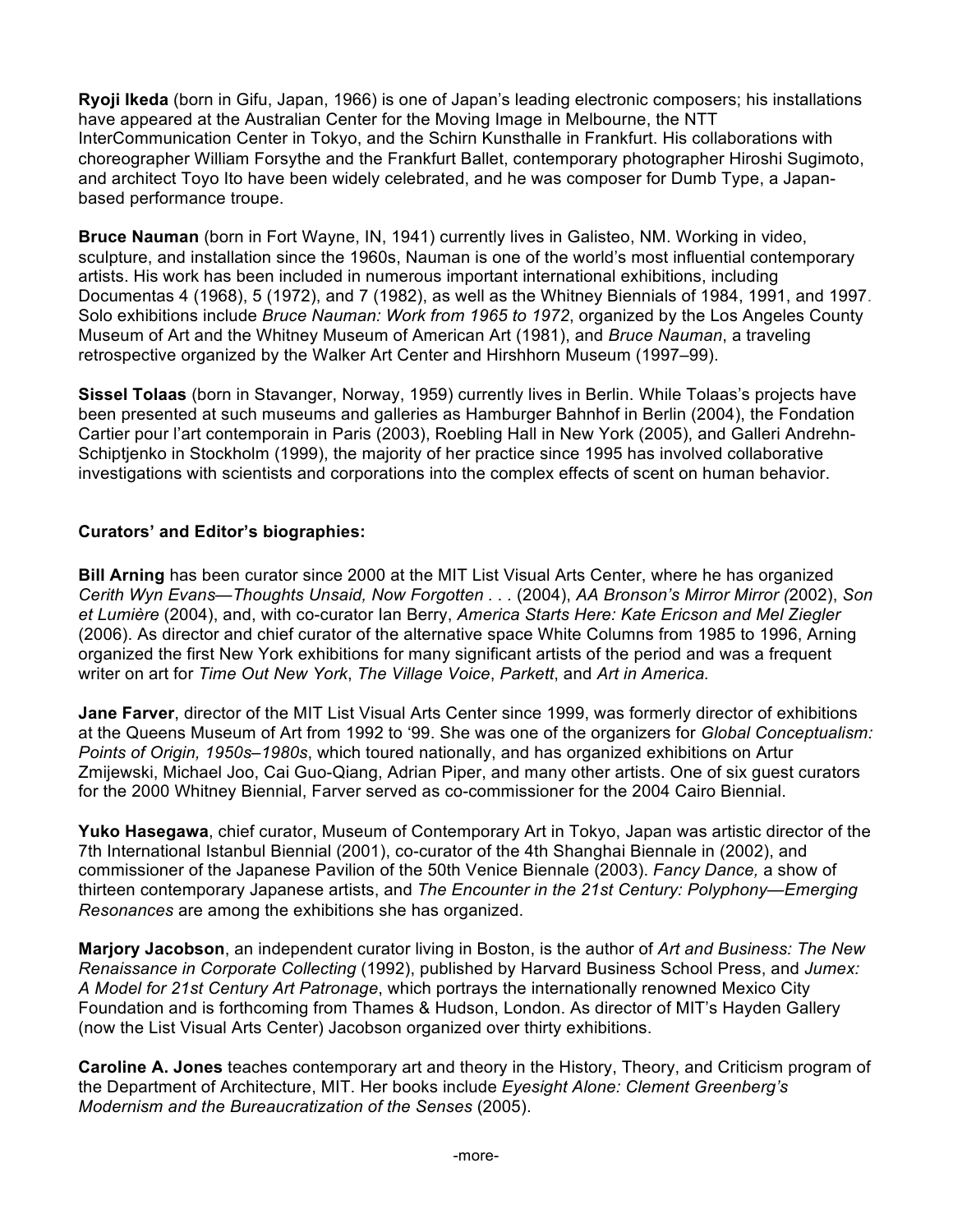**Ryoji Ikeda** (born in Gifu, Japan, 1966) is one of Japan's leading electronic composers; his installations have appeared at the Australian Center for the Moving Image in Melbourne, the NTT InterCommunication Center in Tokyo, and the Schirn Kunsthalle in Frankfurt. His collaborations with choreographer William Forsythe and the Frankfurt Ballet, contemporary photographer Hiroshi Sugimoto, and architect Toyo Ito have been widely celebrated, and he was composer for Dumb Type, a Japan-based performance troupe.

**Bruce Nauman** (born in Fort Wayne, IN, 1941) currently lives in Galisteo, NM. Working in video, sculpture, and installation since the 1960s, Nauman is one of the world's most influential contemporary artists. His work has been included in numerous important international exhibitions, including Documentas 4 (1968), 5 (1972), and 7 (1982), as well as the Whitney Biennials of 1984, 1991, and 1997. Solo exhibitions include *Bruce Nauman: Work from 1965 to 1972*, organized by the Los Angeles County Museum of Art and the Whitney Museum of American Art (1981), and *Bruce Nauman*, a traveling retrospective organized by the Walker Art Center and Hirshhorn Museum (1997–99).

**Sissel Tolaas** (born in Stavanger, Norway, 1959) currently lives in Berlin. While Tolaas's projects have been presented at such museums and galleries as Hamburger Bahnhof in Berlin (2004), the Fondation Cartier pour l'art contemporain in Paris (2003), Roebling Hall in New York (2005), and Galleri Andrehn-Schiptjenko in Stockholm (1999), the majority of her practice since 1995 has involved collaborative investigations with scientists and corporations into the complex effects of scent on human behavior.

**Curators' and Editor's biographies:**

**Bill Arning** has been curator since 2000 at the MIT List Visual Arts Center, where he has organized *Cerith Wyn Evans—Thoughts Unsaid, Now Forgotten . . .* (2004), *AA Bronson's Mirror Mirror (*2002), *Son et Lumière* (2004), and, with co-curator Ian Berry, *America Starts Here: Kate Ericson and Mel Ziegler* (2006). As director and chief curator of the alternative space White Columns from 1985 to 1996, Arning organized the first New York exhibitions for many significant artists of the period and was a frequent writer on art for *Time Out New York*, *The Village Voice*, *Parkett*, and *Art in America.*

**Jane Farver**, director of the MIT List Visual Arts Center since 1999, was formerly director of exhibitions at the Queens Museum of Art from 1992 to '99. She was one of the organizers for *Global Conceptualism: Points of Origin, 1950s–1980s*, which toured nationally, and has organized exhibitions on Artur Zmijewski, Michael Joo, Cai Guo-Qiang, Adrian Piper, and many other artists. One of six guest curators for the 2000 Whitney Biennial, Farver served as co-commissioner for the 2004 Cairo Biennial.

**Yuko Hasegawa**, chief curator, Museum of Contemporary Art in Tokyo, Japan was artistic director of the 7th International Istanbul Biennial (2001), co-curator of the 4th Shanghai Biennale in (2002), and commissioner of the Japanese Pavilion of the 50th Venice Biennale (2003). *Fancy Dance,* a show of thirteen contemporary Japanese artists, and *The Encounter in the 21st Century: Polyphony—Emerging Resonances* are among the exhibitions she has organized.

**Marjory Jacobson**, an independent curator living in Boston, is the author of *Art and Business: The New Renaissance in Corporate Collecting* (1992), published by Harvard Business School Press, and *Jumex: A Model for 21st Century Art Patronage*, which portrays the internationally renowned Mexico City Foundation and is forthcoming from Thames & Hudson, London. As director of MIT's Hayden Gallery (now the List Visual Arts Center) Jacobson organized over thirty exhibitions.

**Caroline A. Jones** teaches contemporary art and theory in the History, Theory, and Criticism program of the Department of Architecture, MIT. Her books include *Eyesight Alone: Clement Greenberg's Modernism and the Bureaucratization of the Senses* (2005).

-more-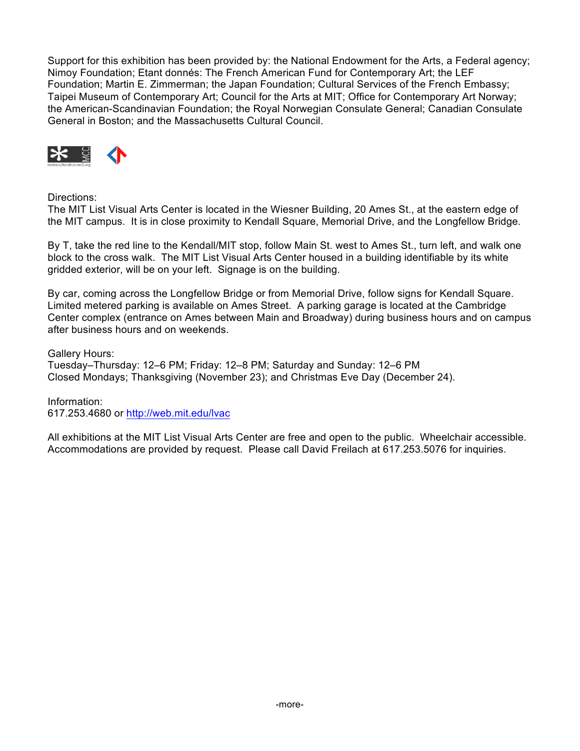Support for this exhibition has been provided by: the National Endowment for the Arts, a Federal agency; Nimoy Foundation; Etant donnés: The French American Fund for Contemporary Art; the LEF Foundation; Martin E. Zimmerman; the Japan Foundation; Cultural Services of the French Embassy; Taipei Museum of Contemporary Art; Council for the Arts at MIT; Office for Contemporary Art Norway; the American-Scandinavian Foundation; the Royal Norwegian Consulate General; Canadian Consulate General in Boston; and the Massachusetts Cultural Council.

Directions:
The MIT List Visual Arts Center is located in the Wiesner Building, 20 Ames St., at the eastern edge of the MIT campus. It is in close proximity to Kendall Square, Memorial Drive, and the Longfellow Bridge.

By T, take the red line to the Kendall/MIT stop, follow Main St. west to Ames St., turn left, and walk one block to the cross walk. The MIT List Visual Arts Center housed in a building identifiable by its white gridded exterior, will be on your left. Signage is on the building.

By car, coming across the Longfellow Bridge or from Memorial Drive, follow signs for Kendall Square. Limited metered parking is available on Ames Street. A parking garage is located at the Cambridge Center complex (entrance on Ames between Main and Broadway) during business hours and on campus after business hours and on weekends.

Gallery Hours:
Tuesday–Thursday: 12–6 PM; Friday: 12–8 PM; Saturday and Sunday: 12–6 PM
Closed Mondays; Thanksgiving (November 23); and Christmas Eve Day (December 24).

Information:
617.253.4680 or http://web.mit.edu/lvac

All exhibitions at the MIT List Visual Arts Center are free and open to the public. Wheelchair accessible. Accommodations are provided by request. Please call David Freilach at 617.253.5076 for inquiries.

-more-